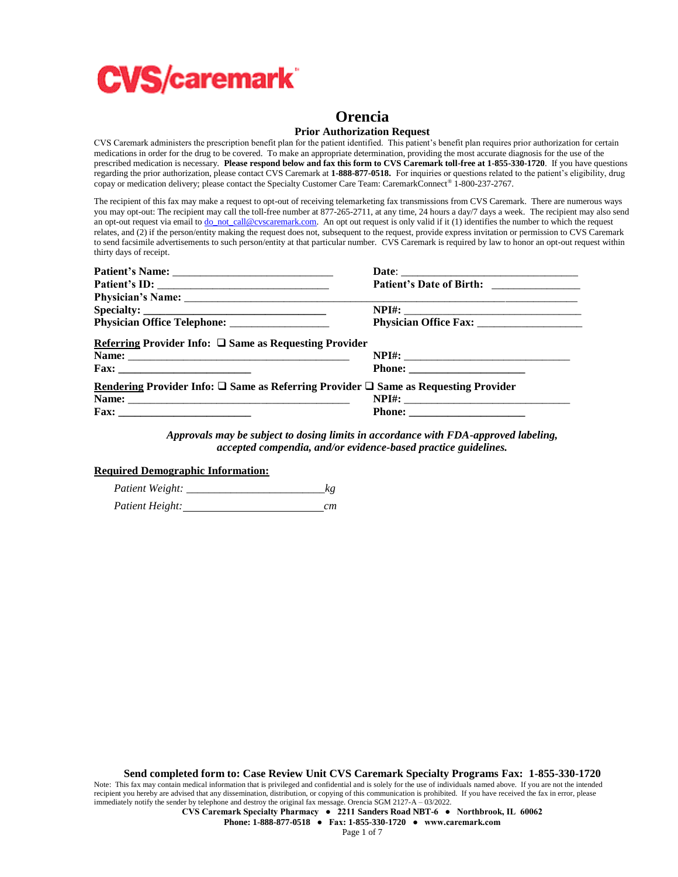CVS/caremark

# Orencia

## Prior Authorization Request

CVS Caremark administers the prescription benefit plan for the patient identified. This patient's benefit plan requires prior authorization for certain medications in order for the drug to be covered. To make an appropriate determination, providing the most accurate diagnosis for the use of the prescribed medication is necessary. **Please respond below and fax this form to CVS Caremark toll-free at 1-855-330-1720**. If you have questions regarding the prior authorization, please contact CVS Caremark at **1-888-877-0518.** For inquiries or questions related to the patient's eligibility, drug copay or medication delivery; please contact the Specialty Customer Care Team: CaremarkConnect® 1-800-237-2767.

The recipient of this fax may make a request to opt-out of receiving telemarketing fax transmissions from CVS Caremark. There are numerous ways you may opt-out: The recipient may call the toll-free number at 877-265-2711, at any time, 24 hours a day/7 days a week. The recipient may also send an opt-out request via email to do_not_call@cvscaremark.com. An opt out request is only valid if it (1) identifies the number to which the request relates, and (2) if the person/entity making the request does not, subsequent to the request, provide express invitation or permission to CVS Caremark to send facsimile advertisements to such person/entity at that particular number. CVS Caremark is required by law to honor an opt-out request within thirty days of receipt.

**Patient's Name:** ______________________________ **Date**: ________________________________

**Patient's ID:** ________________________________ **Patient's Date of Birth:** ________________

**Physician's Name:** ________________________________________________________________

**Specialty:** __________________________________ **NPI#:** ________________________________

**Physician Office Telephone:** __________________ **Physician Office Fax:** ___________________

**Referring Provider Info:** ❑ **Same as Requesting Provider**

**Name:** ________________________________________ **NPI#:** ______________________________

**Fax:** ________________________ **Phone:** _____________________

**Rendering Provider Info:** ❑ **Same as Referring Provider** ❑ **Same as Requesting Provider**

**Name:** ________________________________________ **NPI#:** ______________________________

**Fax:** ________________________ **Phone:** _____________________

***Approvals may be subject to dosing limits in accordance with FDA-approved labeling, accepted compendia, and/or evidence-based practice guidelines.***

**Required Demographic Information:**

*Patient Weight:* ________________________*kg*

*Patient Height:* ________________________*cm*

**Send completed form to: Case Review Unit CVS Caremark Specialty Programs Fax: 1-855-330-1720**

Note: This fax may contain medical information that is privileged and confidential and is solely for the use of individuals named above. If you are not the intended recipient you hereby are advised that any dissemination, distribution, or copying of this communication is prohibited. If you have received the fax in error, please immediately notify the sender by telephone and destroy the original fax message. Orencia SGM 2127-A – 03/2022.

**CVS Caremark Specialty Pharmacy • 2211 Sanders Road NBT-6 • Northbrook, IL 60062**

**Phone: 1-888-877-0518 • Fax: 1-855-330-1720 • www.caremark.com**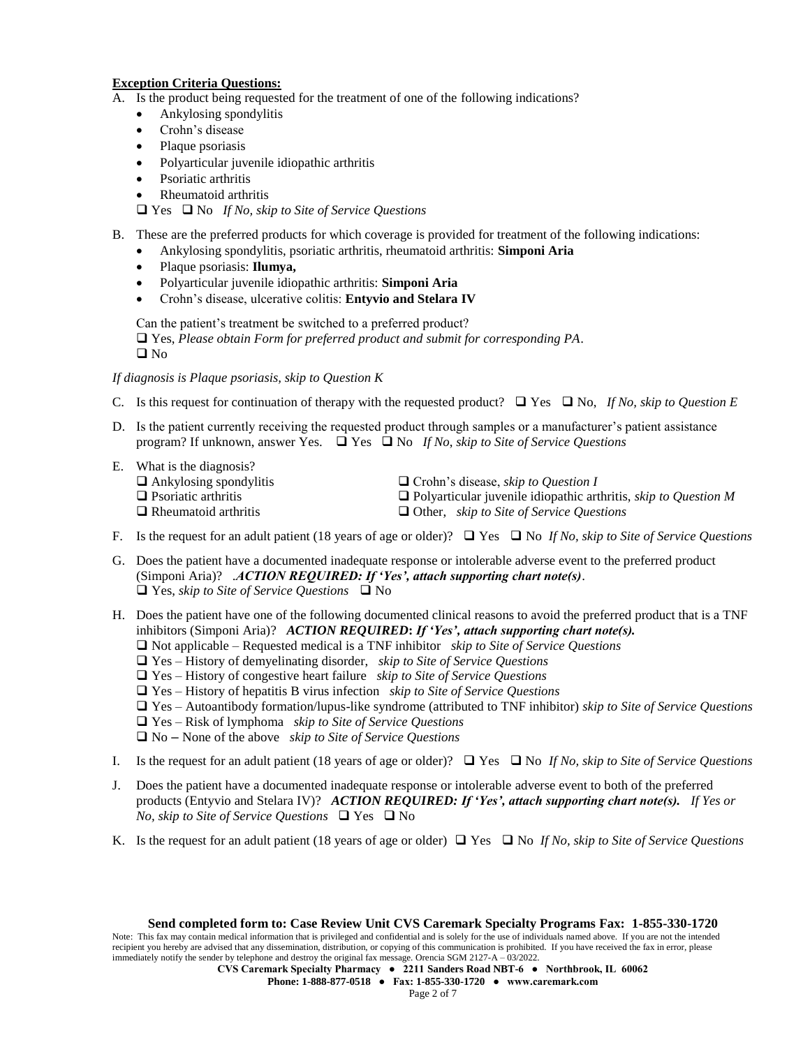**Exception Criteria Questions:**

A. Is the product being requested for the treatment of one of the following indications?
   - Ankylosing spondylitis
   - Crohn's disease
   - Plaque psoriasis
   - Polyarticular juvenile idiopathic arthritis
   - Psoriatic arthritis
   - Rheumatoid arthritis

   ❑ Yes ❑ No *If No, skip to Site of Service Questions*

B. These are the preferred products for which coverage is provided for treatment of the following indications:
   - Ankylosing spondylitis, psoriatic arthritis, rheumatoid arthritis: **Simponi Aria**
   - Plaque psoriasis: **Ilumya,**
   - Polyarticular juvenile idiopathic arthritis: **Simponi Aria**
   - Crohn's disease, ulcerative colitis: **Entyvio and Stelara IV**

   Can the patient's treatment be switched to a preferred product?
   ❑ Yes, *Please obtain Form for preferred product and submit for corresponding PA*.
   ❑ No

*If diagnosis is Plaque psoriasis, skip to Question K*

C. Is this request for continuation of therapy with the requested product? ❑ Yes ❑ No, *If No, skip to Question E*

D. Is the patient currently receiving the requested product through samples or a manufacturer's patient assistance program? If unknown, answer Yes. ❑ Yes ❑ No *If No, skip to Site of Service Questions*

E. What is the diagnosis?
   ❑ Ankylosing spondylitis
   ❑ Psoriatic arthritis
   ❑ Rheumatoid arthritis
   ❑ Crohn's disease, *skip to Question I*
   ❑ Polyarticular juvenile idiopathic arthritis, *skip to Question M*
   ❑ Other, *skip to Site of Service Questions*

F. Is the request for an adult patient (18 years of age or older)? ❑ Yes ❑ No *If No, skip to Site of Service Questions*

G. Does the patient have a documented inadequate response or intolerable adverse event to the preferred product (Simponi Aria)? .***ACTION REQUIRED: If 'Yes', attach supporting chart note(s)***.
   ❑ Yes, *skip to Site of Service Questions* ❑ No

H. Does the patient have one of the following documented clinical reasons to avoid the preferred product that is a TNF inhibitors (Simponi Aria)? ***ACTION REQUIRED: If 'Yes', attach supporting chart note(s).***
   ❑ Not applicable – Requested medical is a TNF inhibitor *skip to Site of Service Questions*
   ❑ Yes – History of demyelinating disorder, *skip to Site of Service Questions*
   ❑ Yes – History of congestive heart failure *skip to Site of Service Questions*
   ❑ Yes – History of hepatitis B virus infection *skip to Site of Service Questions*
   ❑ Yes – Autoantibody formation/lupus-like syndrome (attributed to TNF inhibitor) *skip to Site of Service Questions*
   ❑ Yes – Risk of lymphoma *skip to Site of Service Questions*
   ❑ No – None of the above *skip to Site of Service Questions*

I. Is the request for an adult patient (18 years of age or older)? ❑ Yes ❑ No *If No, skip to Site of Service Questions*

J. Does the patient have a documented inadequate response or intolerable adverse event to both of the preferred products (Entyvio and Stelara IV)? ***ACTION REQUIRED: If 'Yes', attach supporting chart note(s).*** *If Yes or No, skip to Site of Service Questions* ❑ Yes ❑ No

K. Is the request for an adult patient (18 years of age or older) ❑ Yes ❑ No *If No, skip to Site of Service Questions*

**Send completed form to: Case Review Unit CVS Caremark Specialty Programs Fax: 1-855-330-1720**

Note: This fax may contain medical information that is privileged and confidential and is solely for the use of individuals named above. If you are not the intended recipient you hereby are advised that any dissemination, distribution, or copying of this communication is prohibited. If you have received the fax in error, please immediately notify the sender by telephone and destroy the original fax message. Orencia SGM 2127-A – 03/2022.

**CVS Caremark Specialty Pharmacy ● 2211 Sanders Road NBT-6 ● Northbrook, IL 60062**

**Phone: 1-888-877-0518 ● Fax: 1-855-330-1720 ● www.caremark.com**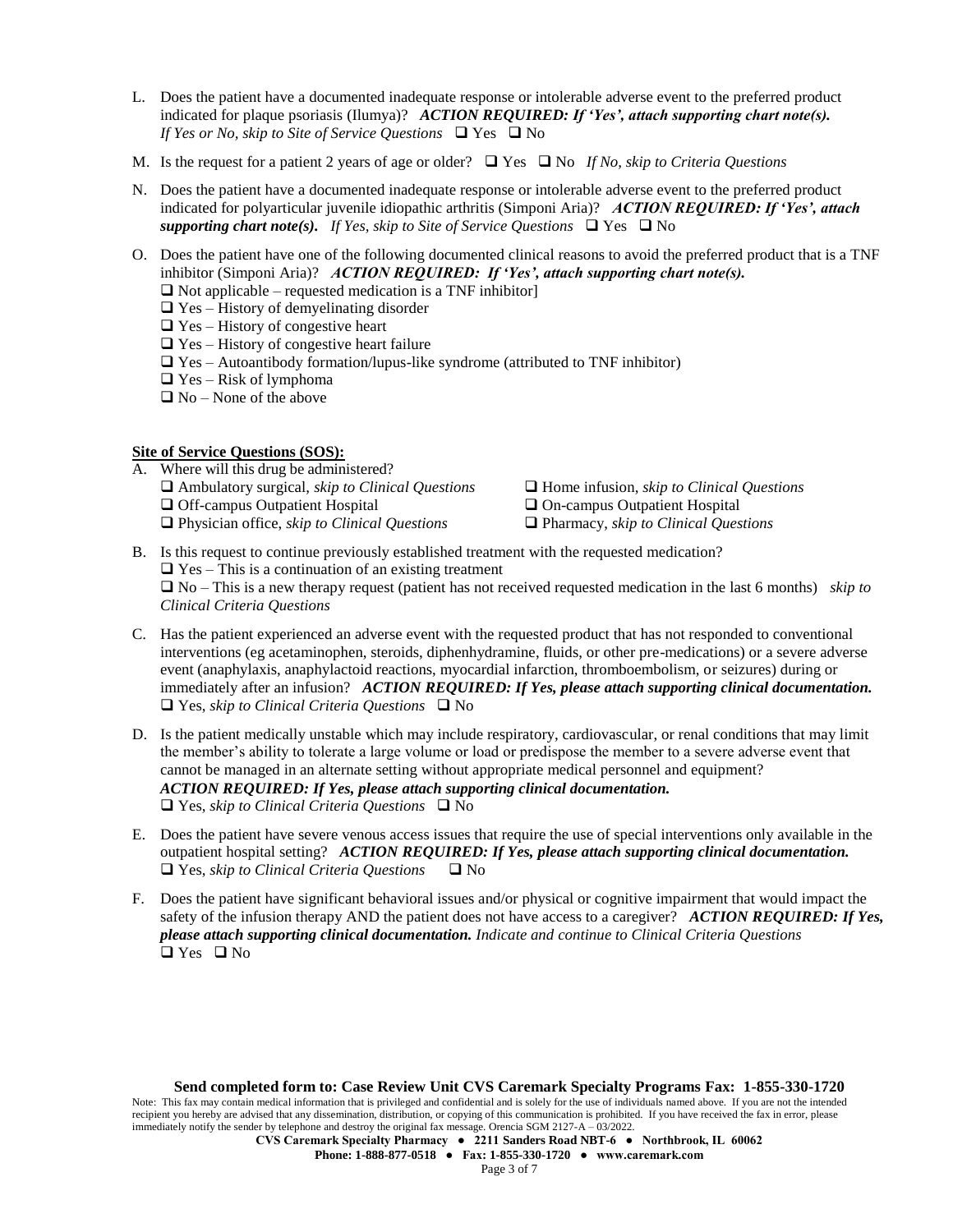L. Does the patient have a documented inadequate response or intolerable adverse event to the preferred product indicated for plaque psoriasis (Ilumya)? ***ACTION REQUIRED: If 'Yes', attach supporting chart note(s).*** *If Yes or No, skip to Site of Service Questions* ❑ Yes ❑ No

M. Is the request for a patient 2 years of age or older? ❑ Yes ❑ No *If No, skip to Criteria Questions*

N. Does the patient have a documented inadequate response or intolerable adverse event to the preferred product indicated for polyarticular juvenile idiopathic arthritis (Simponi Aria)? ***ACTION REQUIRED: If 'Yes', attach supporting chart note(s).*** *If Yes, skip to Site of Service Questions* ❑ Yes ❑ No

O. Does the patient have one of the following documented clinical reasons to avoid the preferred product that is a TNF inhibitor (Simponi Aria)? ***ACTION REQUIRED: If 'Yes', attach supporting chart note(s).***
   - ❑ Not applicable – requested medication is a TNF inhibitor]
   - ❑ Yes – History of demyelinating disorder
   - ❑ Yes – History of congestive heart
   - ❑ Yes – History of congestive heart failure
   - ❑ Yes – Autoantibody formation/lupus-like syndrome (attributed to TNF inhibitor)
   - ❑ Yes – Risk of lymphoma
   - ❑ No – None of the above

**Site of Service Questions (SOS):**

A. Where will this drug be administered?
   - ❑ Ambulatory surgical, *skip to Clinical Questions*
   - ❑ Home infusion, *skip to Clinical Questions*
   - ❑ Off-campus Outpatient Hospital
   - ❑ On-campus Outpatient Hospital
   - ❑ Physician office, *skip to Clinical Questions*
   - ❑ Pharmacy, *skip to Clinical Questions*

B. Is this request to continue previously established treatment with the requested medication?
   - ❑ Yes – This is a continuation of an existing treatment
   - ❑ No – This is a new therapy request (patient has not received requested medication in the last 6 months) *skip to Clinical Criteria Questions*

C. Has the patient experienced an adverse event with the requested product that has not responded to conventional interventions (eg acetaminophen, steroids, diphenhydramine, fluids, or other pre-medications) or a severe adverse event (anaphylaxis, anaphylactoid reactions, myocardial infarction, thromboembolism, or seizures) during or immediately after an infusion? ***ACTION REQUIRED: If Yes, please attach supporting clinical documentation.***
   ❑ Yes, *skip to Clinical Criteria Questions* ❑ No

D. Is the patient medically unstable which may include respiratory, cardiovascular, or renal conditions that may limit the member's ability to tolerate a large volume or load or predispose the member to a severe adverse event that cannot be managed in an alternate setting without appropriate medical personnel and equipment? ***ACTION REQUIRED: If Yes, please attach supporting clinical documentation.***
   ❑ Yes, *skip to Clinical Criteria Questions* ❑ No

E. Does the patient have severe venous access issues that require the use of special interventions only available in the outpatient hospital setting? ***ACTION REQUIRED: If Yes, please attach supporting clinical documentation.***
   ❑ Yes, *skip to Clinical Criteria Questions* ❑ No

F. Does the patient have significant behavioral issues and/or physical or cognitive impairment that would impact the safety of the infusion therapy AND the patient does not have access to a caregiver? ***ACTION REQUIRED: If Yes, please attach supporting clinical documentation.*** *Indicate and continue to Clinical Criteria Questions*
   ❑ Yes ❑ No

**Send completed form to: Case Review Unit CVS Caremark Specialty Programs Fax: 1-855-330-1720**

Note: This fax may contain medical information that is privileged and confidential and is solely for the use of individuals named above. If you are not the intended recipient you hereby are advised that any dissemination, distribution, or copying of this communication is prohibited. If you have received the fax in error, please immediately notify the sender by telephone and destroy the original fax message. Orencia SGM 2127-A – 03/2022.

**CVS Caremark Specialty Pharmacy ● 2211 Sanders Road NBT-6 ● Northbrook, IL 60062**

**Phone: 1-888-877-0518 ● Fax: 1-855-330-1720 ● www.caremark.com**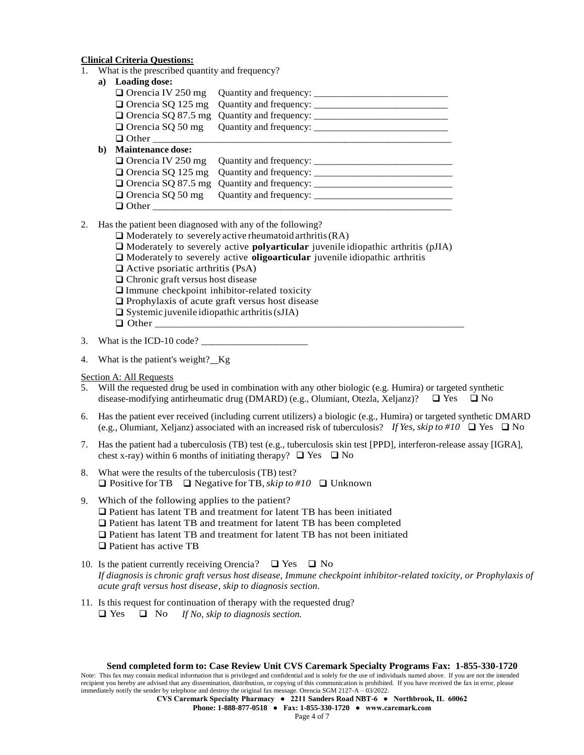**Clinical Criteria Questions:**

1. What is the prescribed quantity and frequency?
   - **a) Loading dose:**
     - ❑ Orencia IV 250 mg Quantity and frequency: ___________________________
     - ❑ Orencia SQ 125 mg Quantity and frequency: ___________________________
     - ❑ Orencia SQ 87.5 mg Quantity and frequency: ___________________________
     - ❑ Orencia SQ 50 mg Quantity and frequency: ___________________________
     - ❑ Other ___________________________________________________________
   - **b) Maintenance dose:**
     - ❑ Orencia IV 250 mg Quantity and frequency: ___________________________
     - ❑ Orencia SQ 125 mg Quantity and frequency: ___________________________
     - ❑ Orencia SQ 87.5 mg Quantity and frequency: ___________________________
     - ❑ Orencia SQ 50 mg Quantity and frequency: ___________________________
     - ❑ Other ___________________________________________________________

2. Has the patient been diagnosed with any of the following?
   - ❑ Moderately to severely active rheumatoid arthritis (RA)
   - ❑ Moderately to severely active **polyarticular** juvenile idiopathic arthritis (pJIA)
   - ❑ Moderately to severely active **oligoarticular** juvenile idiopathic arthritis
   - ❑ Active psoriatic arthritis (PsA)
   - ❑ Chronic graft versus host disease
   - ❑ Immune checkpoint inhibitor-related toxicity
   - ❑ Prophylaxis of acute graft versus host disease
   - ❑ Systemic juvenile idiopathic arthritis (sJIA)
   - ❑ Other ___________________________________________________________

3. What is the ICD-10 code? _____________________

4. What is the patient's weight?__Kg

Section A: All Requests

5. Will the requested drug be used in combination with any other biologic (e.g. Humira) or targeted synthetic disease-modifying antirheumatic drug (DMARD) (e.g., Olumiant, Otezla, Xeljanz)? ❑ Yes ❑ No

6. Has the patient ever received (including current utilizers) a biologic (e.g., Humira) or targeted synthetic DMARD (e.g., Olumiant, Xeljanz) associated with an increased risk of tuberculosis? *If Yes, skip to #10* ❑ Yes ❑ No

7. Has the patient had a tuberculosis (TB) test (e.g., tuberculosis skin test [PPD], interferon-release assay [IGRA], chest x-ray) within 6 months of initiating therapy? ❑ Yes ❑ No

8. What were the results of the tuberculosis (TB) test?
   ❑ Positive for TB ❑ Negative for TB, *skip to #10* ❑ Unknown

9. Which of the following applies to the patient?
   - ❑ Patient has latent TB and treatment for latent TB has been initiated
   - ❑ Patient has latent TB and treatment for latent TB has been completed
   - ❑ Patient has latent TB and treatment for latent TB has not been initiated
   - ❑ Patient has active TB

10. Is the patient currently receiving Orencia? ❑ Yes ❑ No
    *If diagnosis is chronic graft versus host disease, Immune checkpoint inhibitor-related toxicity, or Prophylaxis of acute graft versus host disease, skip to diagnosis section.*

11. Is this request for continuation of therapy with the requested drug?
    ❑ Yes ❑ No *If No, skip to diagnosis section.*

**Send completed form to: Case Review Unit CVS Caremark Specialty Programs Fax: 1-855-330-1720**

Note: This fax may contain medical information that is privileged and confidential and is solely for the use of individuals named above. If you are not the intended recipient you hereby are advised that any dissemination, distribution, or copying of this communication is prohibited. If you have received the fax in error, please immediately notify the sender by telephone and destroy the original fax message. Orencia SGM 2127-A – 03/2022.

**CVS Caremark Specialty Pharmacy ● 2211 Sanders Road NBT-6 ● Northbrook, IL 60062**

**Phone: 1-888-877-0518 ● Fax: 1-855-330-1720 ● www.caremark.com**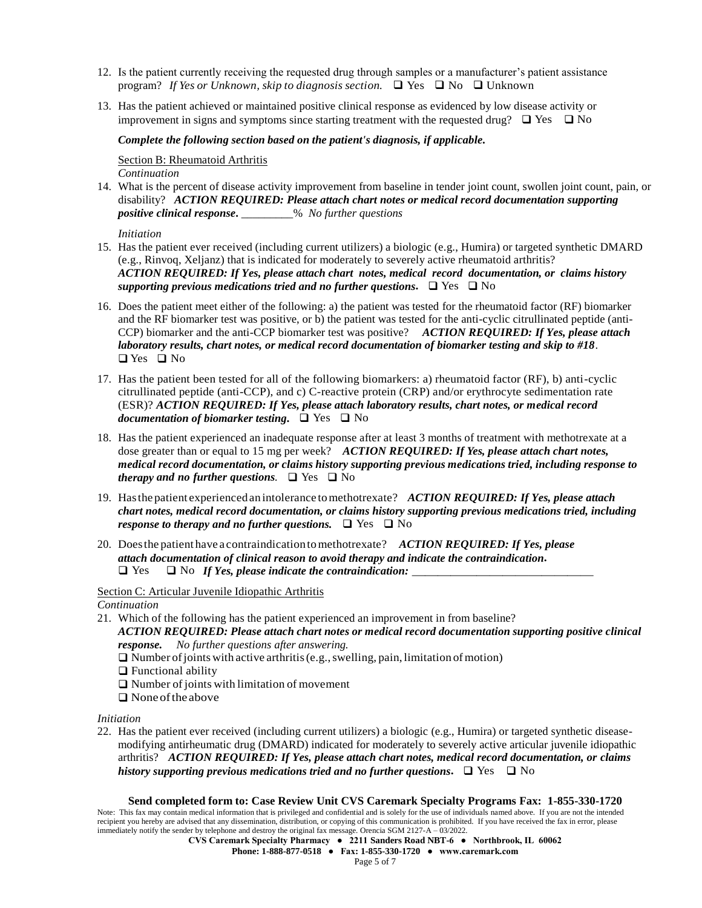12. Is the patient currently receiving the requested drug through samples or a manufacturer's patient assistance program? *If Yes or Unknown, skip to diagnosis section.* ❑ Yes ❑ No ❑ Unknown

13. Has the patient achieved or maintained positive clinical response as evidenced by low disease activity or improvement in signs and symptoms since starting treatment with the requested drug? ❑ Yes ❑ No

***Complete the following section based on the patient's diagnosis, if applicable.***

Section B: Rheumatoid Arthritis

*Continuation*

14. What is the percent of disease activity improvement from baseline in tender joint count, swollen joint count, pain, or disability? ***ACTION REQUIRED: Please attach chart notes or medical record documentation supporting positive clinical response.*** _________% *No further questions*

*Initiation*

15. Has the patient ever received (including current utilizers) a biologic (e.g., Humira) or targeted synthetic DMARD (e.g., Rinvoq, Xeljanz) that is indicated for moderately to severely active rheumatoid arthritis? ***ACTION REQUIRED: If Yes, please attach chart notes, medical record documentation, or claims history supporting previous medications tried and no further questions.*** ❑ Yes ❑ No

16. Does the patient meet either of the following: a) the patient was tested for the rheumatoid factor (RF) biomarker and the RF biomarker test was positive, or b) the patient was tested for the anti-cyclic citrullinated peptide (anti-CCP) biomarker and the anti-CCP biomarker test was positive? ***ACTION REQUIRED: If Yes, please attach laboratory results, chart notes, or medical record documentation of biomarker testing and skip to #18***. ❑ Yes ❑ No

17. Has the patient been tested for all of the following biomarkers: a) rheumatoid factor (RF), b) anti-cyclic citrullinated peptide (anti-CCP), and c) C-reactive protein (CRP) and/or erythrocyte sedimentation rate (ESR)? ***ACTION REQUIRED: If Yes, please attach laboratory results, chart notes, or medical record documentation of biomarker testing.*** ❑ Yes ❑ No

18. Has the patient experienced an inadequate response after at least 3 months of treatment with methotrexate at a dose greater than or equal to 15 mg per week? ***ACTION REQUIRED: If Yes, please attach chart notes, medical record documentation, or claims history supporting previous medications tried, including response to therapy and no further questions***. ❑ Yes ❑ No

19. Has the patient experienced an intolerance to methotrexate? ***ACTION REQUIRED: If Yes, please attach chart notes, medical record documentation, or claims history supporting previous medications tried, including response to therapy and no further questions.*** ❑ Yes ❑ No

20. Does the patient have a contraindication to methotrexate? ***ACTION REQUIRED: If Yes, please attach documentation of clinical reason to avoid therapy and indicate the contraindication.*** ❑ Yes ❑ No ***If Yes, please indicate the contraindication:*** _______________________________

Section C: Articular Juvenile Idiopathic Arthritis

*Continuation*

21. Which of the following has the patient experienced an improvement in from baseline? ***ACTION REQUIRED: Please attach chart notes or medical record documentation supporting positive clinical response.*** *No further questions after answering.*
    - ❑ Number of joints with active arthritis (e.g., swelling, pain, limitation of motion)
    - ❑ Functional ability
    - ❑ Number of joints with limitation of movement
    - ❑ None of the above

*Initiation*

22. Has the patient ever received (including current utilizers) a biologic (e.g., Humira) or targeted synthetic disease-modifying antirheumatic drug (DMARD) indicated for moderately to severely active articular juvenile idiopathic arthritis? ***ACTION REQUIRED: If Yes, please attach chart notes, medical record documentation, or claims history supporting previous medications tried and no further questions.*** ❑ Yes ❑ No

**Send completed form to: Case Review Unit CVS Caremark Specialty Programs Fax: 1-855-330-1720**

Note: This fax may contain medical information that is privileged and confidential and is solely for the use of individuals named above. If you are not the intended recipient you hereby are advised that any dissemination, distribution, or copying of this communication is prohibited. If you have received the fax in error, please immediately notify the sender by telephone and destroy the original fax message. Orencia SGM 2127-A – 03/2022.

**CVS Caremark Specialty Pharmacy ● 2211 Sanders Road NBT-6 ● Northbrook, IL 60062**

**Phone: 1-888-877-0518 ● Fax: 1-855-330-1720 ● www.caremark.com**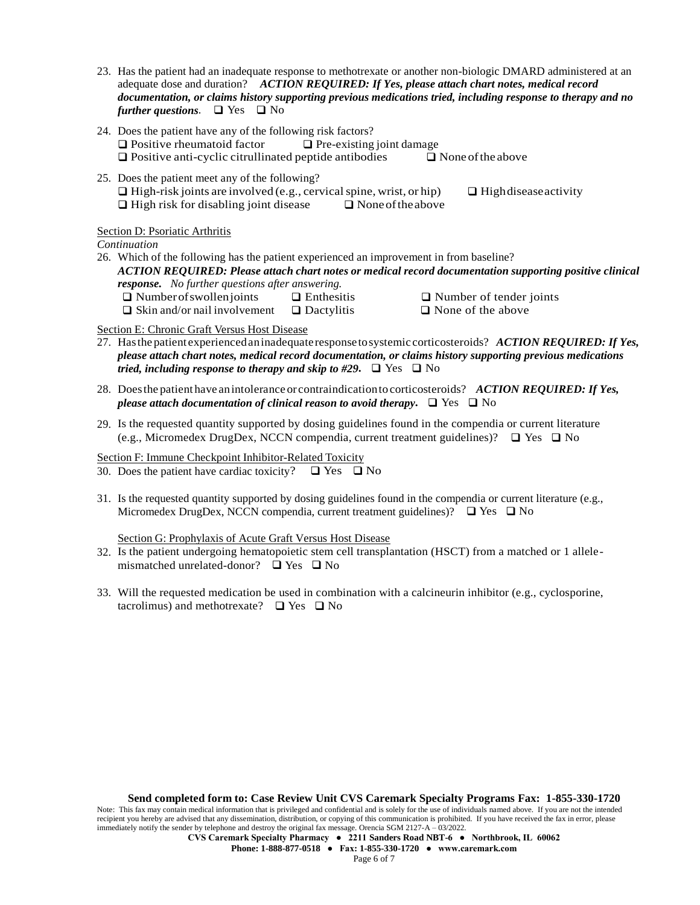23. Has the patient had an inadequate response to methotrexate or another non-biologic DMARD administered at an adequate dose and duration? ***ACTION REQUIRED: If Yes, please attach chart notes, medical record documentation, or claims history supporting previous medications tried, including response to therapy and no further questions*.** ❑ Yes ❑ No

24. Does the patient have any of the following risk factors?
    ❑ Positive rheumatoid factor ❑ Pre-existing joint damage
    ❑ Positive anti-cyclic citrullinated peptide antibodies ❑ None of the above

25. Does the patient meet any of the following?
    ❑ High-risk joints are involved (e.g., cervical spine, wrist, or hip) ❑ High disease activity
    ❑ High risk for disabling joint disease ❑ None of the above

Section D: Psoriatic Arthritis

*Continuation*

26. Which of the following has the patient experienced an improvement in from baseline?
    ***ACTION REQUIRED: Please attach chart notes or medical record documentation supporting positive clinical response.*** *No further questions after answering.*
    ❑ Number of swollen joints ❑ Enthesitis ❑ Number of tender joints
    ❑ Skin and/or nail involvement ❑ Dactylitis ❑ None of the above

Section E: Chronic Graft Versus Host Disease

27. Has the patient experienced an inadequate response to systemic corticosteroids? ***ACTION REQUIRED: If Yes, please attach chart notes, medical record documentation, or claims history supporting previous medications tried, including response to therapy and skip to #29.*** ❑ Yes ❑ No

28. Does the patient have an intolerance or contraindication to corticosteroids? ***ACTION REQUIRED: If Yes, please attach documentation of clinical reason to avoid therapy.*** ❑ Yes ❑ No

29. Is the requested quantity supported by dosing guidelines found in the compendia or current literature (e.g., Micromedex DrugDex, NCCN compendia, current treatment guidelines)? ❑ Yes ❑ No

Section F: Immune Checkpoint Inhibitor-Related Toxicity

30. Does the patient have cardiac toxicity? ❑ Yes ❑ No

31. Is the requested quantity supported by dosing guidelines found in the compendia or current literature (e.g., Micromedex DrugDex, NCCN compendia, current treatment guidelines)? ❑ Yes ❑ No

Section G: Prophylaxis of Acute Graft Versus Host Disease

32. Is the patient undergoing hematopoietic stem cell transplantation (HSCT) from a matched or 1 allele-mismatched unrelated-donor? ❑ Yes ❑ No

33. Will the requested medication be used in combination with a calcineurin inhibitor (e.g., cyclosporine, tacrolimus) and methotrexate? ❑ Yes ❑ No

**Send completed form to: Case Review Unit CVS Caremark Specialty Programs Fax: 1-855-330-1720**

Note: This fax may contain medical information that is privileged and confidential and is solely for the use of individuals named above. If you are not the intended recipient you hereby are advised that any dissemination, distribution, or copying of this communication is prohibited. If you have received the fax in error, please immediately notify the sender by telephone and destroy the original fax message. Orencia SGM 2127-A – 03/2022.

**CVS Caremark Specialty Pharmacy • 2211 Sanders Road NBT-6 • Northbrook, IL 60062**

**Phone: 1-888-877-0518 • Fax: 1-855-330-1720 • www.caremark.com**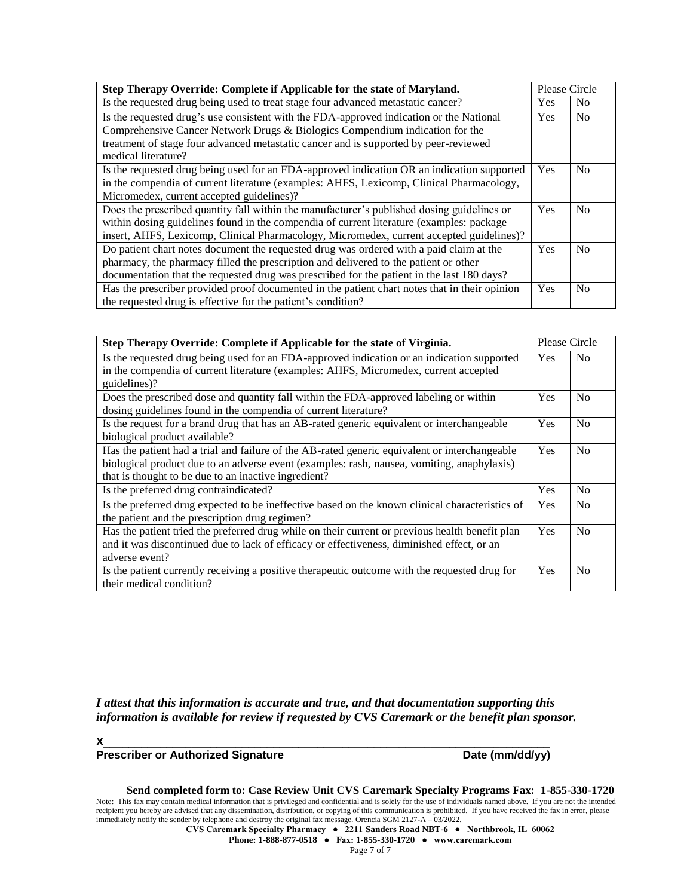| Step Therapy Override: Complete if Applicable for the state of Maryland. | Please Circle | |
|---|---|---|
| Is the requested drug being used to treat stage four advanced metastatic cancer? | Yes | No |
| Is the requested drug's use consistent with the FDA-approved indication or the National Comprehensive Cancer Network Drugs & Biologics Compendium indication for the treatment of stage four advanced metastatic cancer and is supported by peer-reviewed medical literature? | Yes | No |
| Is the requested drug being used for an FDA-approved indication OR an indication supported in the compendia of current literature (examples: AHFS, Lexicomp, Clinical Pharmacology, Micromedex, current accepted guidelines)? | Yes | No |
| Does the prescribed quantity fall within the manufacturer's published dosing guidelines or within dosing guidelines found in the compendia of current literature (examples: package insert, AHFS, Lexicomp, Clinical Pharmacology, Micromedex, current accepted guidelines)? | Yes | No |
| Do patient chart notes document the requested drug was ordered with a paid claim at the pharmacy, the pharmacy filled the prescription and delivered to the patient or other documentation that the requested drug was prescribed for the patient in the last 180 days? | Yes | No |
| Has the prescriber provided proof documented in the patient chart notes that in their opinion the requested drug is effective for the patient's condition? | Yes | No |

| Step Therapy Override: Complete if Applicable for the state of Virginia. | Please Circle | |
|---|---|---|
| Is the requested drug being used for an FDA-approved indication or an indication supported in the compendia of current literature (examples: AHFS, Micromedex, current accepted guidelines)? | Yes | No |
| Does the prescribed dose and quantity fall within the FDA-approved labeling or within dosing guidelines found in the compendia of current literature? | Yes | No |
| Is the request for a brand drug that has an AB-rated generic equivalent or interchangeable biological product available? | Yes | No |
| Has the patient had a trial and failure of the AB-rated generic equivalent or interchangeable biological product due to an adverse event (examples: rash, nausea, vomiting, anaphylaxis) that is thought to be due to an inactive ingredient? | Yes | No |
| Is the preferred drug contraindicated? | Yes | No |
| Is the preferred drug expected to be ineffective based on the known clinical characteristics of the patient and the prescription drug regimen? | Yes | No |
| Has the patient tried the preferred drug while on their current or previous health benefit plan and it was discontinued due to lack of efficacy or effectiveness, diminished effect, or an adverse event? | Yes | No |
| Is the patient currently receiving a positive therapeutic outcome with the requested drug for their medical condition? | Yes | No |

***I attest that this information is accurate and true, and that documentation supporting this information is available for review if requested by CVS Caremark or the benefit plan sponsor.***

**X**\_\_\_\_\_\_\_\_\_\_\_\_\_\_\_\_\_\_\_\_\_\_\_\_\_\_\_\_\_\_\_\_\_\_\_\_\_\_\_\_\_\_\_\_\_\_\_\_\_\_\_\_\_\_\_\_\_\_\_\_

**Prescriber or Authorized Signature** **Date (mm/dd/yy)**

**Send completed form to: Case Review Unit CVS Caremark Specialty Programs Fax: 1-855-330-1720**

Note: This fax may contain medical information that is privileged and confidential and is solely for the use of individuals named above. If you are not the intended recipient you hereby are advised that any dissemination, distribution, or copying of this communication is prohibited. If you have received the fax in error, please immediately notify the sender by telephone and destroy the original fax message. Orencia SGM 2127-A – 03/2022.

**CVS Caremark Specialty Pharmacy • 2211 Sanders Road NBT-6 • Northbrook, IL 60062**

**Phone: 1-888-877-0518 • Fax: 1-855-330-1720 • www.caremark.com**